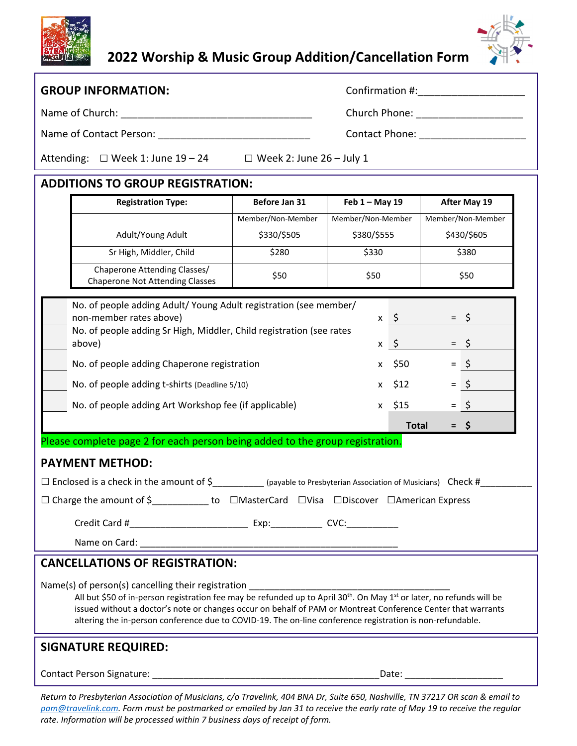# 2022 Worship & Music Group Addition/Cancellation Form

## GROUP INFORMATION:

Confirmation #:___________________

Name of Church: ___________________________________

Church Phone: ___________________

Name of Contact Person: ___________________________

Contact Phone: ___________________

Attending: ☐ Week 1: June 19 – 24 ☐ Week 2: June 26 – July 1

## ADDITIONS TO GROUP REGISTRATION:

| Registration Type: | Before Jan 31 | Feb 1 – May 19 | After May 19 |
|---|---|---|---|
| | Member/Non-Member | Member/Non-Member | Member/Non-Member |
| Adult/Young Adult | $330/$505 | $380/$555 | $430/$605 |
| Sr High, Middler, Child | $280 | $330 | $380 |
| Chaperone Attending Classes/ Chaperone Not Attending Classes | $50 | $50 | $50 |

| No. | Description | | Rate | | Amount |
|---|---|---|---|---|---|
| | No. of people adding Adult/ Young Adult registration (see member/ non-member rates above) | x | $ | = | $ |
| | No. of people adding Sr High, Middler, Child registration (see rates above) | x | $ | = | $ |
| | No. of people adding Chaperone registration | x | $50 | = | $ |
| | No. of people adding t-shirts (Deadline 5/10) | x | $12 | = | $ |
| | No. of people adding Art Workshop fee (if applicable) | x | $15 | = | $ |
| | | | **Total** | = | **$** |

Please complete page 2 for each person being added to the group registration.

## PAYMENT METHOD:

☐ Enclosed is a check in the amount of $__________ (payable to Presbyterian Association of Musicians) Check #__________

☐ Charge the amount of $___________ to ☐MasterCard ☐Visa ☐Discover ☐American Express

Credit Card #_______________________ Exp:__________ CVC:__________

Name on Card: ___________________________________________________

## CANCELLATIONS OF REGISTRATION:

Name(s) of person(s) cancelling their registration ________________________________________

All but $50 of in-person registration fee may be refunded up to April 30th. On May 1st or later, no refunds will be issued without a doctor's note or changes occur on behalf of PAM or Montreat Conference Center that warrants altering the in-person conference due to COVID-19. The on-line conference registration is non-refundable.

## SIGNATURE REQUIRED:

Contact Person Signature: _____________________________________________Date: ___________________

*Return to Presbyterian Association of Musicians, c/o Travelink, 404 BNA Dr, Suite 650, Nashville, TN 37217 OR scan & email to pam@travelink.com. Form must be postmarked or emailed by Jan 31 to receive the early rate of May 19 to receive the regular rate. Information will be processed within 7 business days of receipt of form.*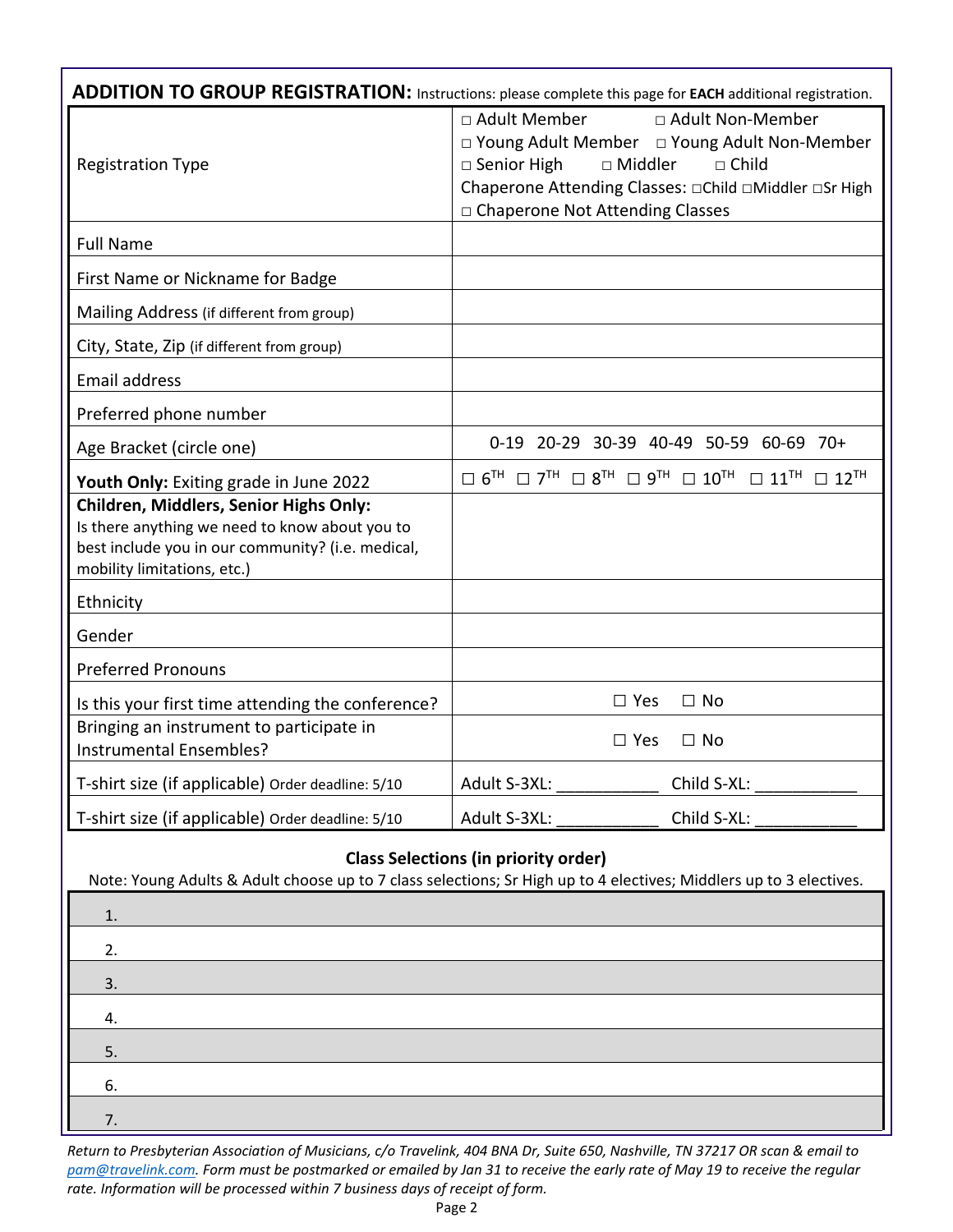**ADDITION TO GROUP REGISTRATION:** Instructions: please complete this page for **EACH** additional registration.

| | |
|---|---|
| Registration Type | □ Adult Member □ Adult Non-Member<br>□ Young Adult Member □ Young Adult Non-Member<br>□ Senior High □ Middler □ Child<br>Chaperone Attending Classes: □Child □Middler □Sr High<br>□ Chaperone Not Attending Classes |
| Full Name | |
| First Name or Nickname for Badge | |
| Mailing Address (if different from group) | |
| City, State, Zip (if different from group) | |
| Email address | |
| Preferred phone number | |
| Age Bracket (circle one) | 0-19 20-29 30-39 40-49 50-59 60-69 70+ |
| **Youth Only:** Exiting grade in June 2022 | ☐ 6TH ☐ 7TH ☐ 8TH ☐ 9TH ☐ 10TH ☐ 11TH ☐ 12TH |
| **Children, Middlers, Senior Highs Only:** Is there anything we need to know about you to best include you in our community? (i.e. medical, mobility limitations, etc.) | |
| Ethnicity | |
| Gender | |
| Preferred Pronouns | |
| Is this your first time attending the conference? | ☐ Yes ☐ No |
| Bringing an instrument to participate in Instrumental Ensembles? | ☐ Yes ☐ No |
| T-shirt size (if applicable) Order deadline: 5/10 | Adult S-3XL: ___________ Child S-XL: ___________ |
| T-shirt size (if applicable) Order deadline: 5/10 | Adult S-3XL: ___________ Child S-XL: ___________ |

**Class Selections (in priority order)**

Note: Young Adults & Adult choose up to 7 class selections; Sr High up to 4 electives; Middlers up to 3 electives.

1.
2.
3.
4.
5.
6.
7.

*Return to Presbyterian Association of Musicians, c/o Travelink, 404 BNA Dr, Suite 650, Nashville, TN 37217 OR scan & email to pam@travelink.com. Form must be postmarked or emailed by Jan 31 to receive the early rate of May 19 to receive the regular rate. Information will be processed within 7 business days of receipt of form.*